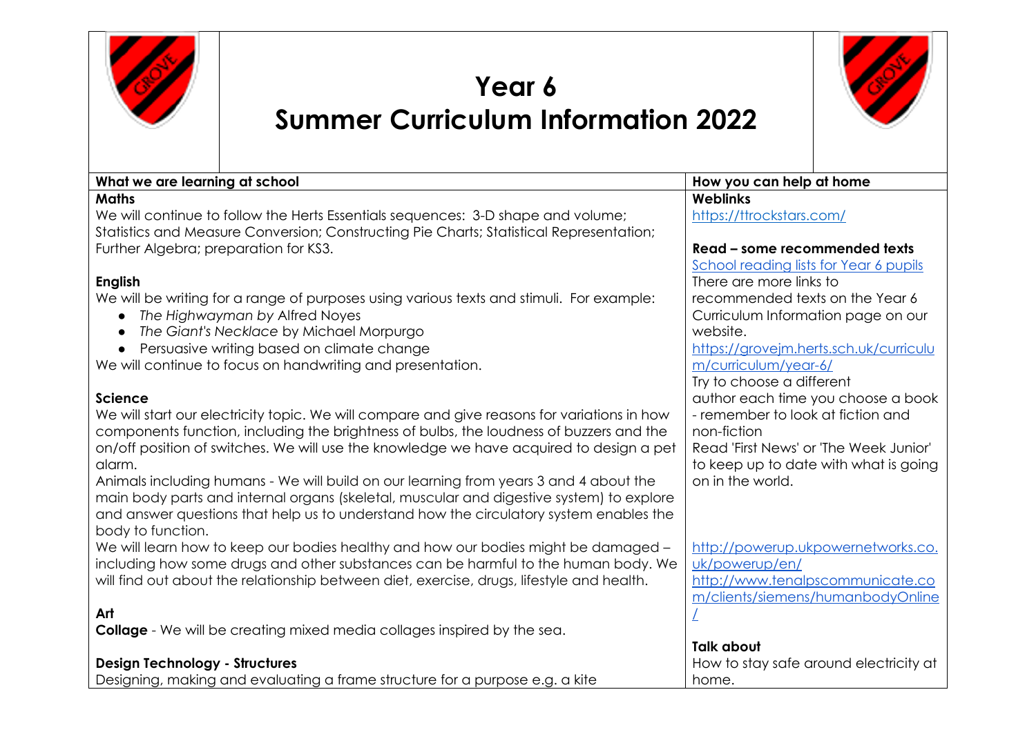# Year 6
# Summer Curriculum Information 2022

| What we are learning at school | How you can help at home |
|---|---|
| **Maths**<br>We will continue to follow the Herts Essentials sequences: 3-D shape and volume; Statistics and Measure Conversion; Constructing Pie Charts; Statistical Representation; Further Algebra; preparation for KS3.<br><br>**English**<br>We will be writing for a range of purposes using various texts and stimuli. For example:<br>• *The Highwayman by* Alfred Noyes<br>• *The Giant's Necklace* by Michael Morpurgo<br>• Persuasive writing based on climate change<br>We will continue to focus on handwriting and presentation.<br><br>**Science**<br>We will start our electricity topic. We will compare and give reasons for variations in how components function, including the brightness of bulbs, the loudness of buzzers and the on/off position of switches. We will use the knowledge we have acquired to design a pet alarm.<br>Animals including humans - We will build on our learning from years 3 and 4 about the main body parts and internal organs (skeletal, muscular and digestive system) to explore and answer questions that help us to understand how the circulatory system enables the body to function.<br>We will learn how to keep our bodies healthy and how our bodies might be damaged – including how some drugs and other substances can be harmful to the human body. We will find out about the relationship between diet, exercise, drugs, lifestyle and health.<br><br>**Art**<br>**Collage** - We will be creating mixed media collages inspired by the sea.<br><br>**Design Technology - Structures**<br>Designing, making and evaluating a frame structure for a purpose e.g. a kite | **Weblinks**<br>https://ttrockstars.com/<br><br>**Read – some recommended texts**<br>School reading lists for Year 6 pupils<br>There are more links to recommended texts on the Year 6 Curriculum Information page on our website.<br>https://grovejm.herts.sch.uk/curriculum/curriculum/year-6/<br>Try to choose a different author each time you choose a book - remember to look at fiction and non-fiction<br>Read 'First News' or 'The Week Junior' to keep up to date with what is going on in the world.<br><br>http://powerup.ukpowernetworks.co.uk/powerup/en/<br>http://www.tenalpscommunicate.com/clients/siemens/humanbodyOnline/<br><br>**Talk about**<br>How to stay safe around electricity at home. |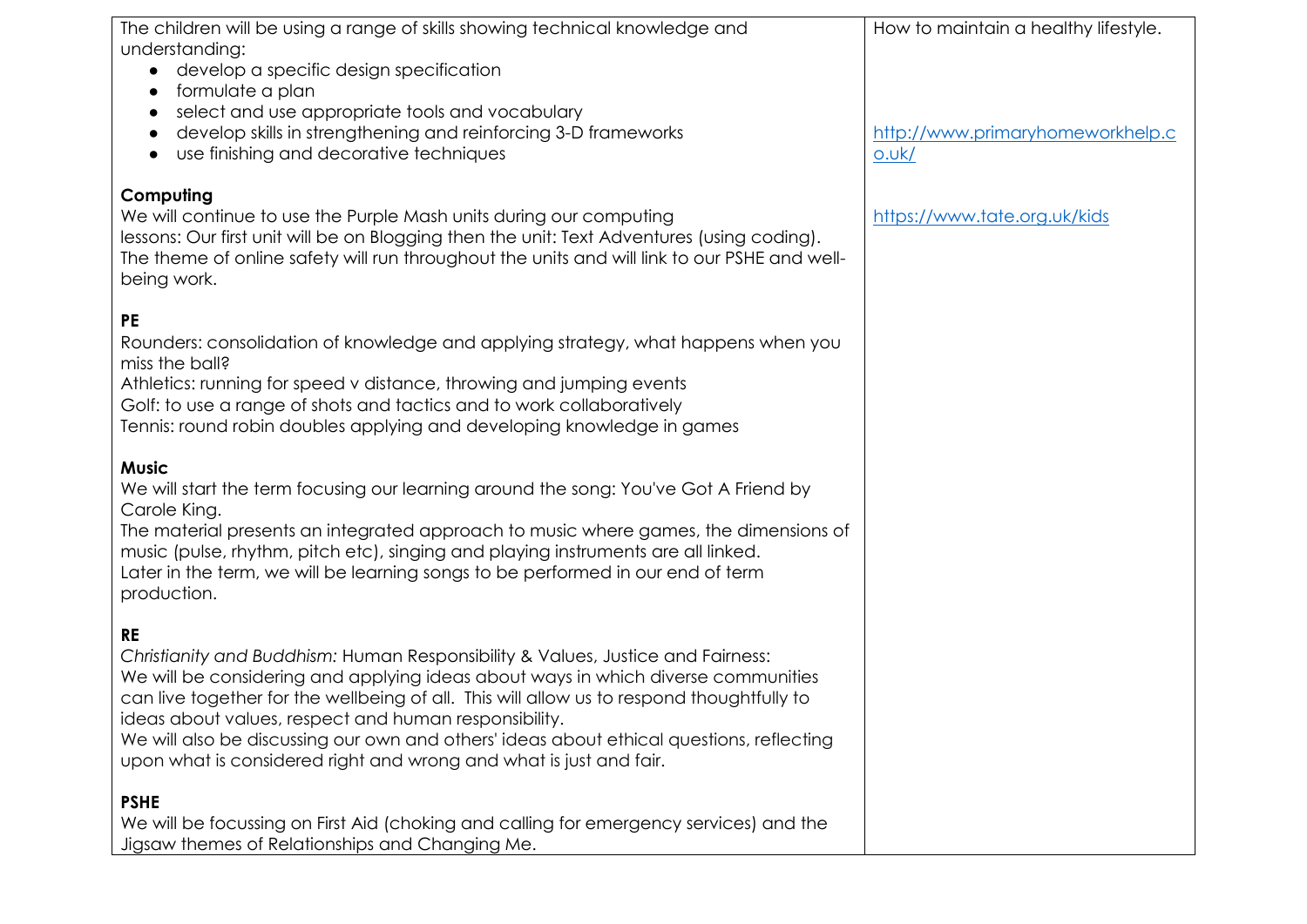| | |
|---|---|
| The children will be using a range of skills showing technical knowledge and understanding:<br>• develop a specific design specification<br>• formulate a plan<br>• select and use appropriate tools and vocabulary<br>• develop skills in strengthening and reinforcing 3-D frameworks<br>• use finishing and decorative techniques<br><br>**Computing**<br>We will continue to use the Purple Mash units during our computing lessons: Our first unit will be on Blogging then the unit: Text Adventures (using coding). The theme of online safety will run throughout the units and will link to our PSHE and well-being work.<br><br>**PE**<br>Rounders: consolidation of knowledge and applying strategy, what happens when you miss the ball?<br>Athletics: running for speed v distance, throwing and jumping events<br>Golf: to use a range of shots and tactics and to work collaboratively<br>Tennis: round robin doubles applying and developing knowledge in games<br><br>**Music**<br>We will start the term focusing our learning around the song: You've Got A Friend by Carole King.<br>The material presents an integrated approach to music where games, the dimensions of music (pulse, rhythm, pitch etc), singing and playing instruments are all linked.<br>Later in the term, we will be learning songs to be performed in our end of term production.<br><br>**RE**<br>*Christianity and Buddhism:* Human Responsibility & Values, Justice and Fairness:<br>We will be considering and applying ideas about ways in which diverse communities can live together for the wellbeing of all. This will allow us to respond thoughtfully to ideas about values, respect and human responsibility.<br>We will also be discussing our own and others' ideas about ethical questions, reflecting upon what is considered right and wrong and what is just and fair.<br><br>**PSHE**<br>We will be focussing on First Aid (choking and calling for emergency services) and the Jigsaw themes of Relationships and Changing Me. | How to maintain a healthy lifestyle.<br><br>http://www.primaryhomeworkhelp.co.uk/<br><br>https://www.tate.org.uk/kids |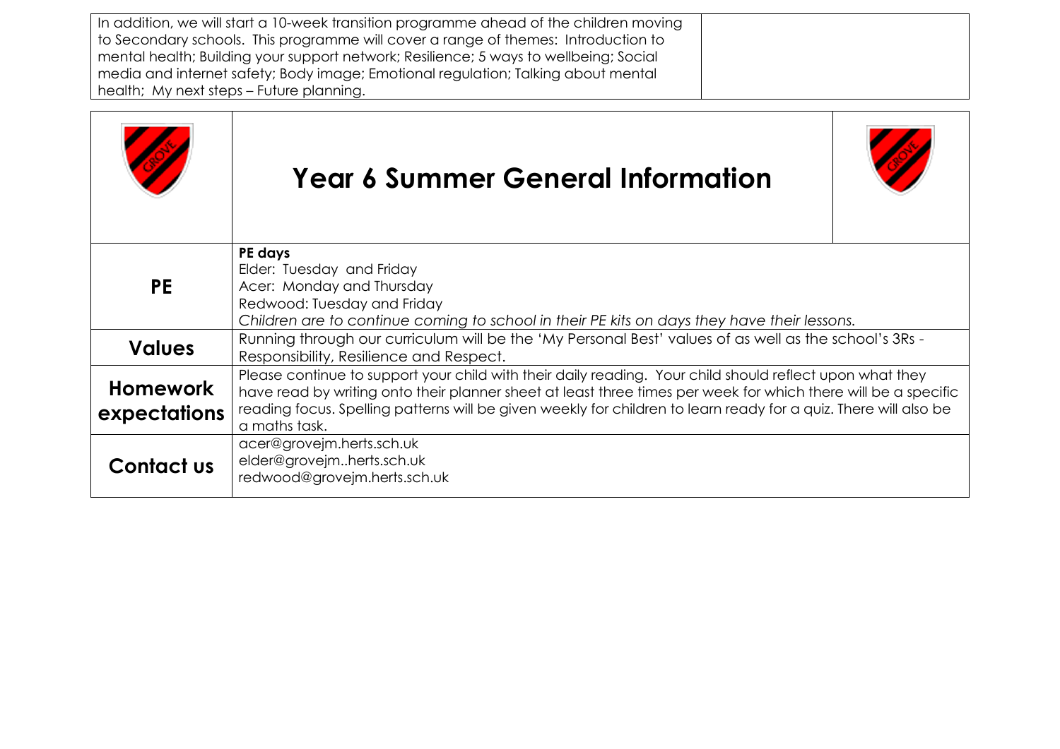In addition, we will start a 10-week transition programme ahead of the children moving to Secondary schools. This programme will cover a range of themes: Introduction to mental health; Building your support network; Resilience; 5 ways to wellbeing; Social media and internet safety; Body image; Emotional regulation; Talking about mental health; My next steps – Future planning.

# Year 6 Summer General Information

| | |
|---|---|
| **PE** | **PE days**<br>Elder: Tuesday and Friday<br>Acer: Monday and Thursday<br>Redwood: Tuesday and Friday<br>*Children are to continue coming to school in their PE kits on days they have their lessons.* |
| **Values** | Running through our curriculum will be the 'My Personal Best' values of as well as the school's 3Rs - Responsibility, Resilience and Respect. |
| **Homework expectations** | Please continue to support your child with their daily reading. Your child should reflect upon what they have read by writing onto their planner sheet at least three times per week for which there will be a specific reading focus. Spelling patterns will be given weekly for children to learn ready for a quiz. There will also be a maths task. |
| **Contact us** | acer@grovejm.herts.sch.uk<br>elder@grovejm..herts.sch.uk<br>redwood@grovejm.herts.sch.uk |